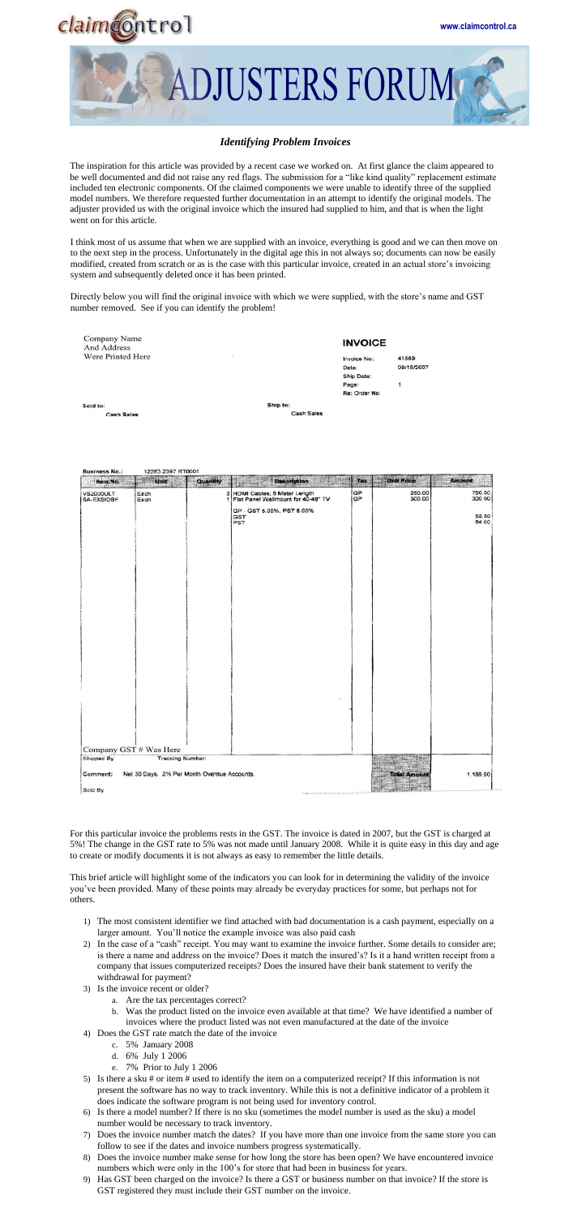claimcontrol

www.claimcontrol.ca

# ADJUSTERS FORUM

## *Identifying Problem Invoices*

The inspiration for this article was provided by a recent case we worked on. At first glance the claim appeared to be well documented and did not raise any red flags. The submission for a "like kind quality" replacement estimate included ten electronic components. Of the claimed components we were unable to identify three of the supplied model numbers. We therefore requested further documentation in an attempt to identify the original models. The adjuster provided us with the original invoice which the insured had supplied to him, and that is when the light went on for this article.

I think most of us assume that when we are supplied with an invoice, everything is good and we can then move on to the next step in the process. Unfortunately in the digital age this in not always so; documents can now be easily modified, created from scratch or as is the case with this particular invoice, created in an actual store's invoicing system and subsequently deleted once it has been printed.

Directly below you will find the original invoice with which we were supplied, with the store's name and GST number removed. See if you can identify the problem!

Company Name
And Address
Were Printed Here

**INVOICE**

Invoice No.: 41589
Date: 08/15/2007
Ship Date:
Page: 1
Re: Order No

Sold to: Cash Sales

Ship to: Cash Sales

Business No.: 12283 2397 RT0001

| Item No. | Unit | Quantity | Description | Tax | Unit Price | Amount |
|---|---|---|---|---|---|---|
| VS200ULT | Each | 3 | HDMI Cables; 5 Meter Length | GP | 250.00 | 750.00 |
| SA-EXSIDBF | Each | 1 | Flat Panel Wallmount for 40-48" TV | GP | 300.00 | 300.00 |
| | | | GP - GST 5.00%, PST 8.00% | | | |
| | | | GST | | | 52.50 |
| | | | PST | | | 84.00 |

Company GST # Was Here

Shipped By | Tracking Number:

Comment: Net 30 Days. 2% Per Month Overdue Accounts. | Total Amount 1,186.50

Sold By

For this particular invoice the problems rests in the GST. The invoice is dated in 2007, but the GST is charged at 5%! The change in the GST rate to 5% was not made until January 2008. While it is quite easy in this day and age to create or modify documents it is not always as easy to remember the little details.

This brief article will highlight some of the indicators you can look for in determining the validity of the invoice you've been provided. Many of these points may already be everyday practices for some, but perhaps not for others.

1) The most consistent identifier we find attached with bad documentation is a cash payment, especially on a larger amount. You'll notice the example invoice was also paid cash
2) In the case of a "cash" receipt. You may want to examine the invoice further. Some details to consider are; is there a name and address on the invoice? Does it match the insured's? Is it a hand written receipt from a company that issues computerized receipts? Does the insured have their bank statement to verify the withdrawal for payment?
3) Is the invoice recent or older?
    a. Are the tax percentages correct?
    b. Was the product listed on the invoice even available at that time? We have identified a number of invoices where the product listed was not even manufactured at the date of the invoice
4) Does the GST rate match the date of the invoice
    c. 5% January 2008
    d. 6% July 1 2006
    e. 7% Prior to July 1 2006
5) Is there a sku # or item # used to identify the item on a computerized receipt? If this information is not present the software has no way to track inventory. While this is not a definitive indicator of a problem it does indicate the software program is not being used for inventory control.
6) Is there a model number? If there is no sku (sometimes the model number is used as the sku) a model number would be necessary to track inventory.
7) Does the invoice number match the dates? If you have more than one invoice from the same store you can follow to see if the dates and invoice numbers progress systematically.
8) Does the invoice number make sense for how long the store has been open? We have encountered invoice numbers which were only in the 100's for store that had been in business for years.
9) Has GST been charged on the invoice? Is there a GST or business number on that invoice? If the store is GST registered they must include their GST number on the invoice.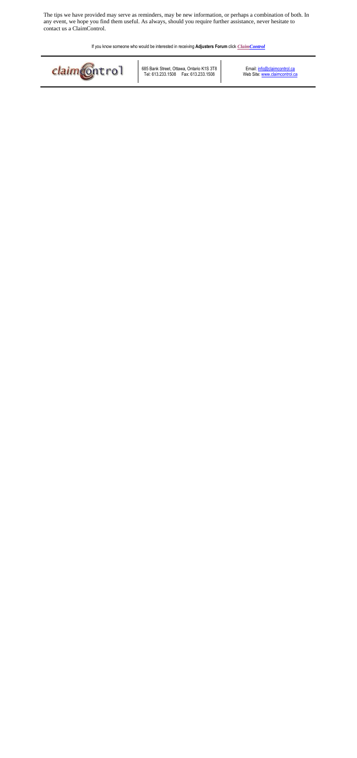The tips we have provided may serve as reminders, may be new information, or perhaps a combination of both. In any event, we hope you find them useful. As always, should you require further assistance, never hesitate to contact us a ClaimControl.

If you know someone who would be interested in receiving **Adjusters Forum** click ***ClaimControl***

---

claimcontrol

685 Bank Street, Ottawa, Ontario K1S 3T8
Tel: 613.233.1508 Fax: 613.233.1508

Email: info@claimcontrol.ca
Web Site: www.claimcontrol.ca

---